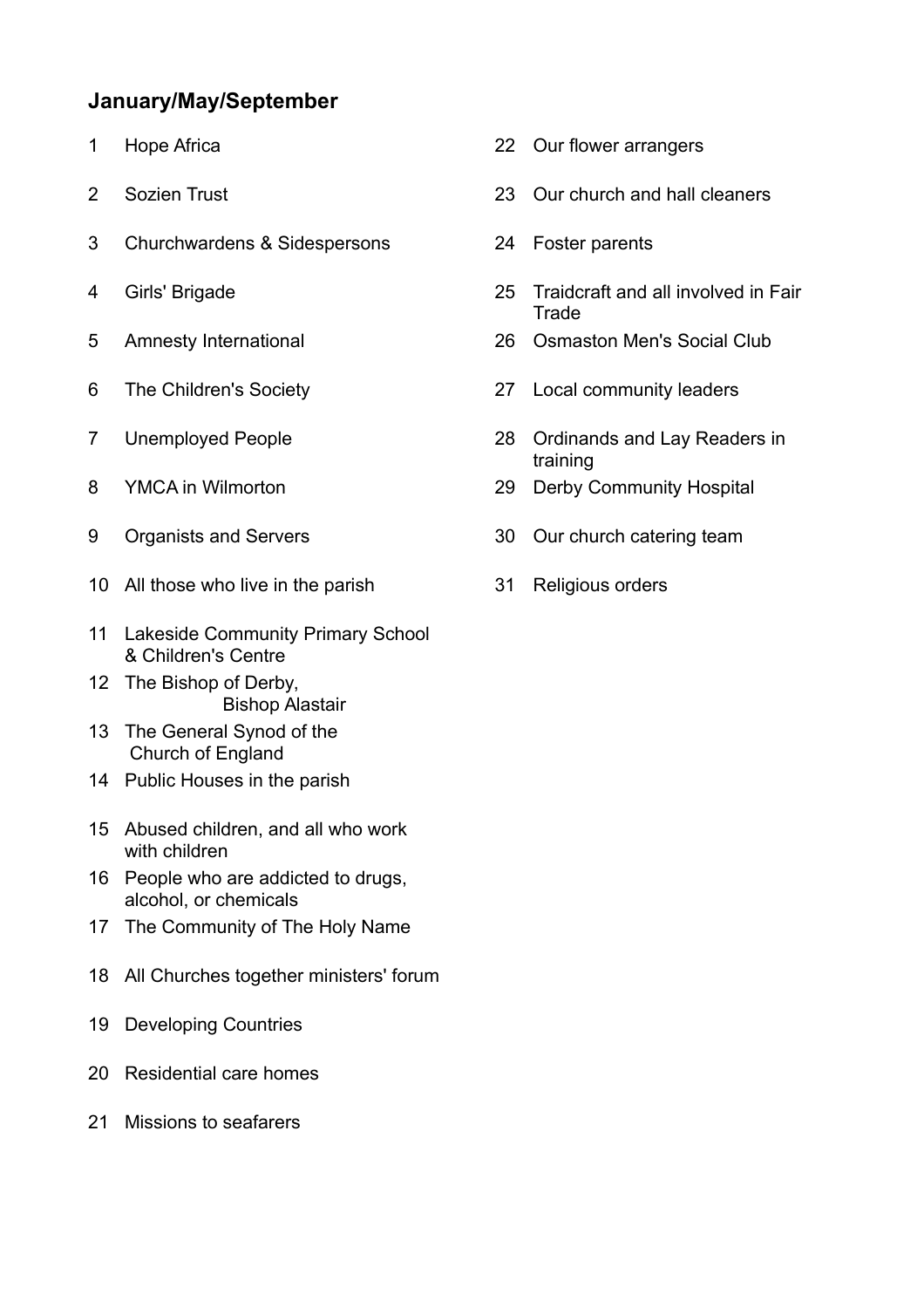## January/May/September

1. Hope Africa
2. Sozien Trust
3. Churchwardens & Sidespersons
4. Girls' Brigade
5. Amnesty International
6. The Children's Society
7. Unemployed People
8. YMCA in Wilmorton
9. Organists and Servers
10. All those who live in the parish
11. Lakeside Community Primary School & Children's Centre
12. The Bishop of Derby, Bishop Alastair
13. The General Synod of the Church of England
14. Public Houses in the parish
15. Abused children, and all who work with children
16. People who are addicted to drugs, alcohol, or chemicals
17. The Community of The Holy Name
18. All Churches together ministers' forum
19. Developing Countries
20. Residential care homes
21. Missions to seafarers
22. Our flower arrangers
23. Our church and hall cleaners
24. Foster parents
25. Traidcraft and all involved in Fair Trade
26. Osmaston Men's Social Club
27. Local community leaders
28. Ordinands and Lay Readers in training
29. Derby Community Hospital
30. Our church catering team
31. Religious orders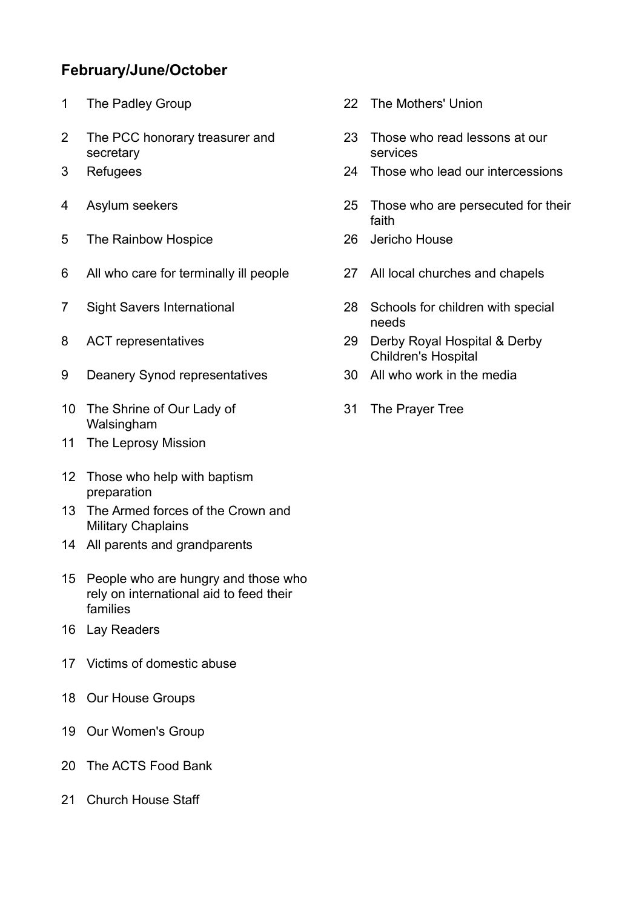## February/June/October

1. The Padley Group
2. The PCC honorary treasurer and secretary
3. Refugees
4. Asylum seekers
5. The Rainbow Hospice
6. All who care for terminally ill people
7. Sight Savers International
8. ACT representatives
9. Deanery Synod representatives
10. The Shrine of Our Lady of Walsingham
11. The Leprosy Mission
12. Those who help with baptism preparation
13. The Armed forces of the Crown and Military Chaplains
14. All parents and grandparents
15. People who are hungry and those who rely on international aid to feed their families
16. Lay Readers
17. Victims of domestic abuse
18. Our House Groups
19. Our Women's Group
20. The ACTS Food Bank
21. Church House Staff
22. The Mothers' Union
23. Those who read lessons at our services
24. Those who lead our intercessions
25. Those who are persecuted for their faith
26. Jericho House
27. All local churches and chapels
28. Schools for children with special needs
29. Derby Royal Hospital & Derby Children's Hospital
30. All who work in the media
31. The Prayer Tree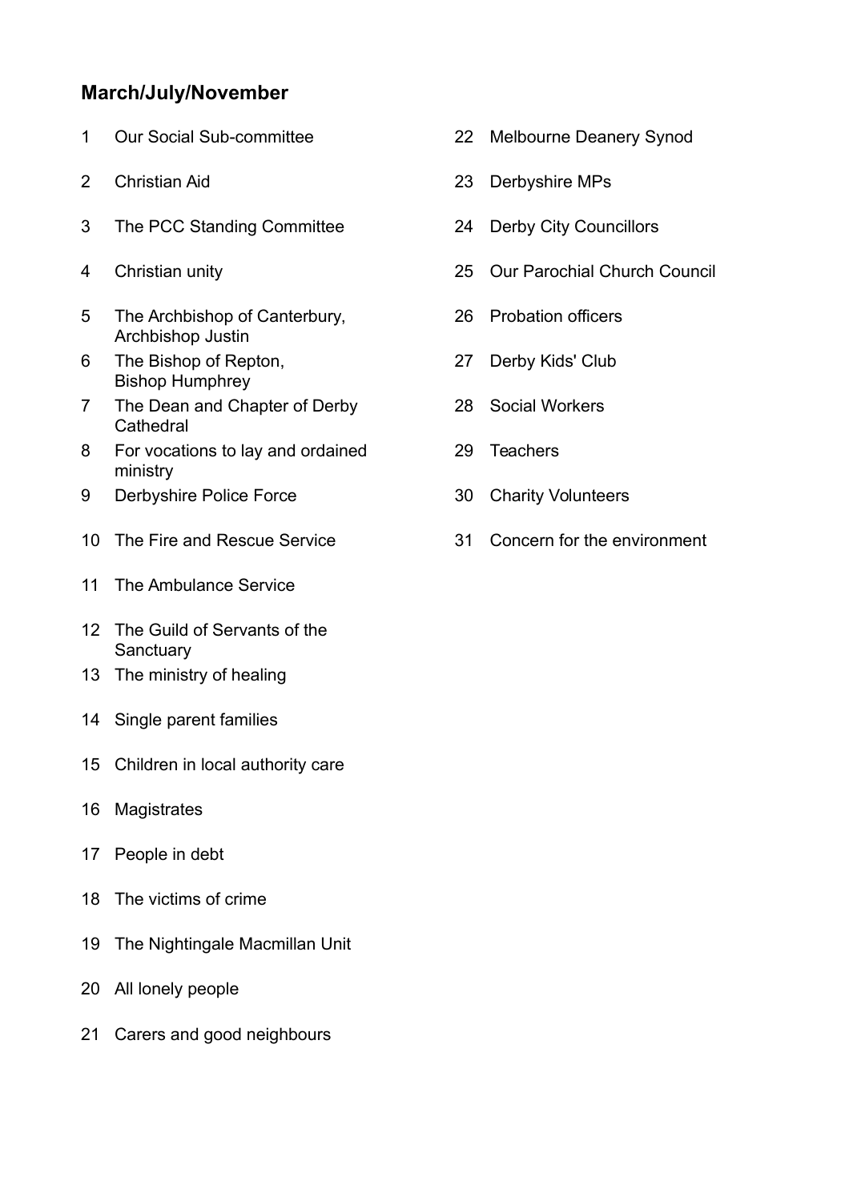## March/July/November

1 Our Social Sub-committee

2 Christian Aid

3 The PCC Standing Committee

4 Christian unity

5 The Archbishop of Canterbury, Archbishop Justin

6 The Bishop of Repton, Bishop Humphrey

7 The Dean and Chapter of Derby Cathedral

8 For vocations to lay and ordained ministry

9 Derbyshire Police Force

10 The Fire and Rescue Service

11 The Ambulance Service

12 The Guild of Servants of the Sanctuary

13 The ministry of healing

14 Single parent families

15 Children in local authority care

16 Magistrates

17 People in debt

18 The victims of crime

19 The Nightingale Macmillan Unit

20 All lonely people

21 Carers and good neighbours

22 Melbourne Deanery Synod

23 Derbyshire MPs

24 Derby City Councillors

25 Our Parochial Church Council

26 Probation officers

27 Derby Kids' Club

28 Social Workers

29 Teachers

30 Charity Volunteers

31 Concern for the environment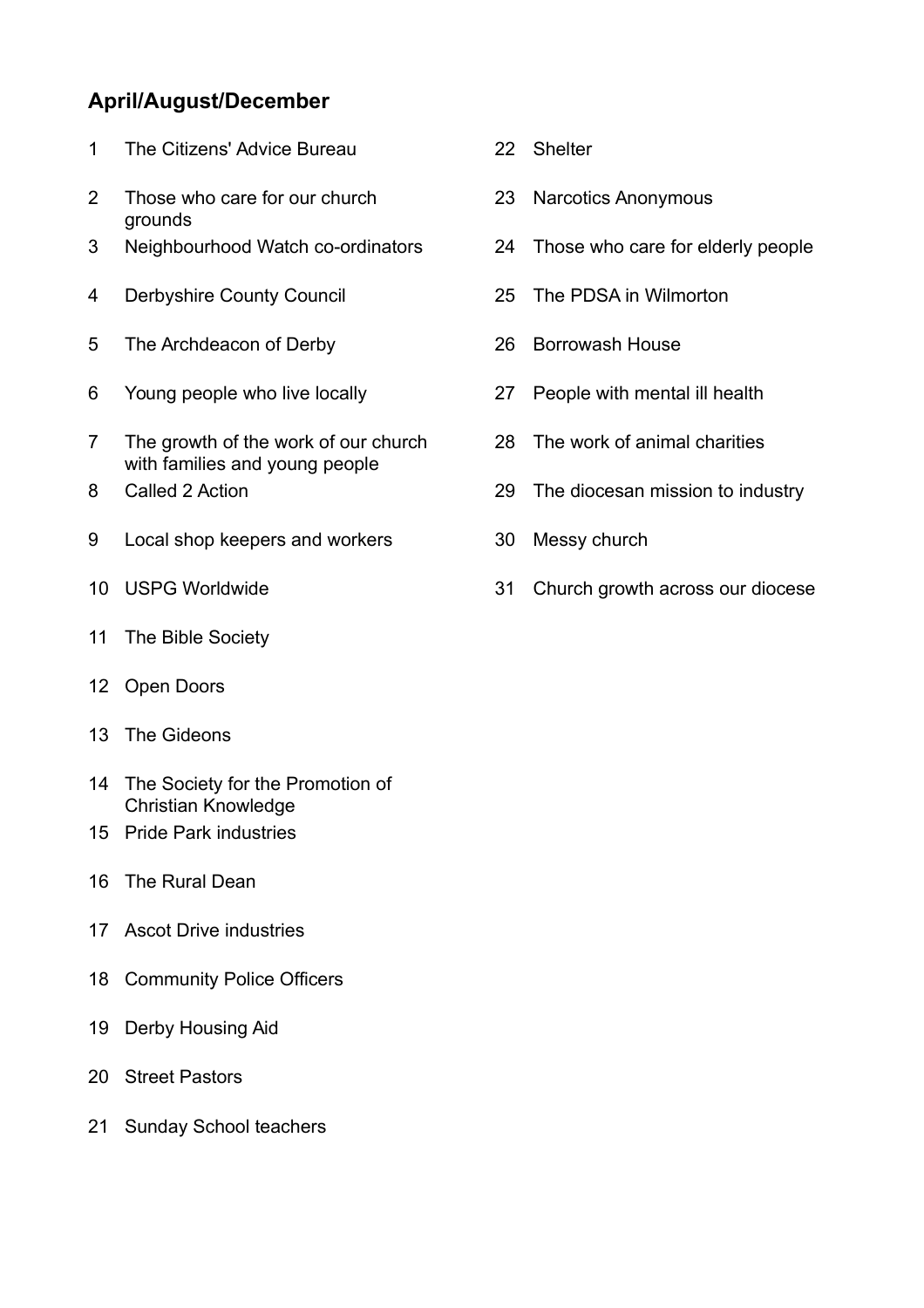## April/August/December

1 The Citizens' Advice Bureau

2 Those who care for our church grounds

3 Neighbourhood Watch co-ordinators

4 Derbyshire County Council

5 The Archdeacon of Derby

6 Young people who live locally

7 The growth of the work of our church with families and young people

8 Called 2 Action

9 Local shop keepers and workers

10 USPG Worldwide

11 The Bible Society

12 Open Doors

13 The Gideons

14 The Society for the Promotion of Christian Knowledge

15 Pride Park industries

16 The Rural Dean

17 Ascot Drive industries

18 Community Police Officers

19 Derby Housing Aid

20 Street Pastors

21 Sunday School teachers

22 Shelter

23 Narcotics Anonymous

24 Those who care for elderly people

25 The PDSA in Wilmorton

26 Borrowash House

27 People with mental ill health

28 The work of animal charities

29 The diocesan mission to industry

30 Messy church

31 Church growth across our diocese